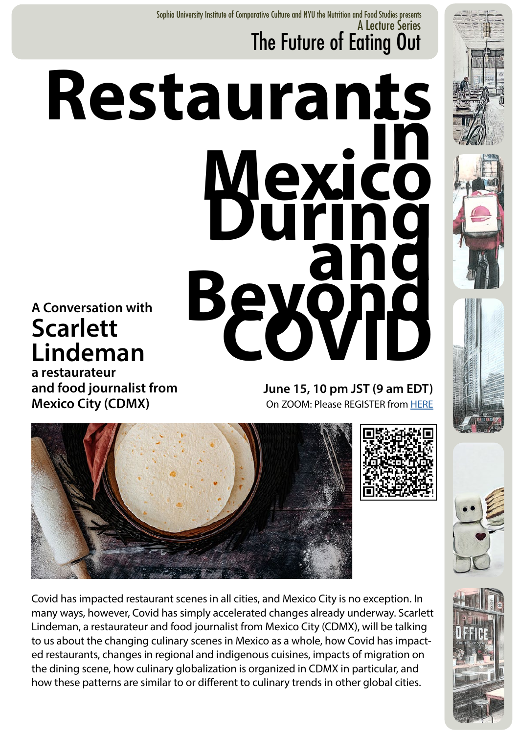Sophia University Institute of Comparative Culture and NYU the Nutrition and Food Studies presents

A Lecture Series

## The Future of Eating Out

# Restaurants in Mexico During and Beyond COVID

**A Conversation with**

## Scarlett Lindeman

**a restaurateur and food journalist from Mexico City (CDMX)**

**June 15, 10 pm JST (9 am EDT)**

On ZOOM: Please REGISTER from HERE

Covid has impacted restaurant scenes in all cities, and Mexico City is no exception. In many ways, however, Covid has simply accelerated changes already underway. Scarlett Lindeman, a restaurateur and food journalist from Mexico City (CDMX), will be talking to us about the changing culinary scenes in Mexico as a whole, how Covid has impacted restaurants, changes in regional and indigenous cuisines, impacts of migration on the dining scene, how culinary globalization is organized in CDMX in particular, and how these patterns are similar to or different to culinary trends in other global cities.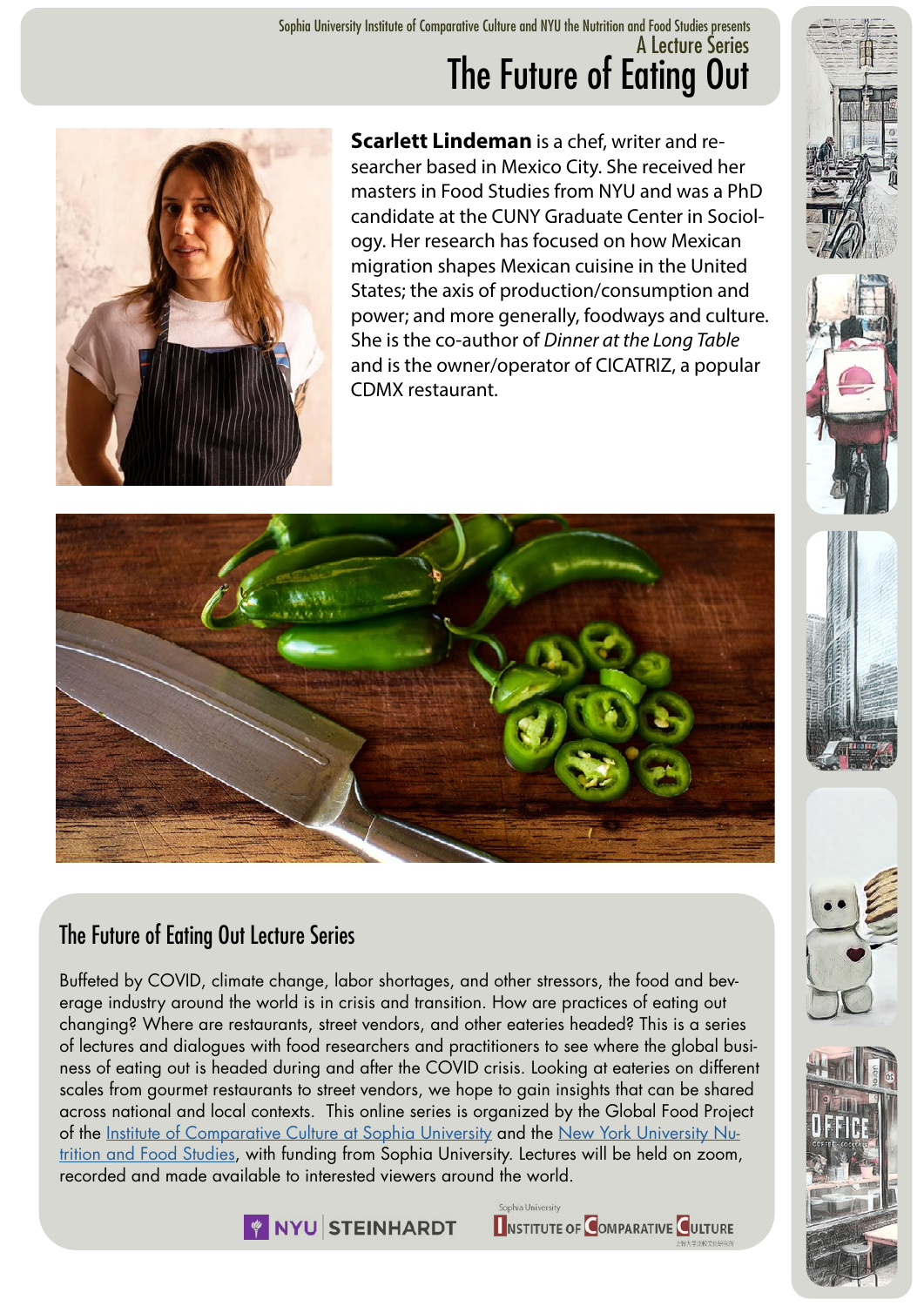Sophia University Institute of Comparative Culture and NYU the Nutrition and Food Studies presents

A Lecture Series

# The Future of Eating Out

**Scarlett Lindeman** is a chef, writer and researcher based in Mexico City. She received her masters in Food Studies from NYU and was a PhD candidate at the CUNY Graduate Center in Sociology. Her research has focused on how Mexican migration shapes Mexican cuisine in the United States; the axis of production/consumption and power; and more generally, foodways and culture. She is the co-author of *Dinner at the Long Table* and is the owner/operator of CICATRIZ, a popular CDMX restaurant.

## The Future of Eating Out Lecture Series

Buffeted by COVID, climate change, labor shortages, and other stressors, the food and beverage industry around the world is in crisis and transition. How are practices of eating out changing? Where are restaurants, street vendors, and other eateries headed? This is a series of lectures and dialogues with food researchers and practitioners to see where the global business of eating out is headed during and after the COVID crisis. Looking at eateries on different scales from gourmet restaurants to street vendors, we hope to gain insights that can be shared across national and local contexts. This online series is organized by the Global Food Project of the Institute of Comparative Culture at Sophia University and the New York University Nutrition and Food Studies, with funding from Sophia University. Lectures will be held on zoom, recorded and made available to interested viewers around the world.

NYU STEINHARDT

Sophia University INSTITUTE OF COMPARATIVE CULTURE